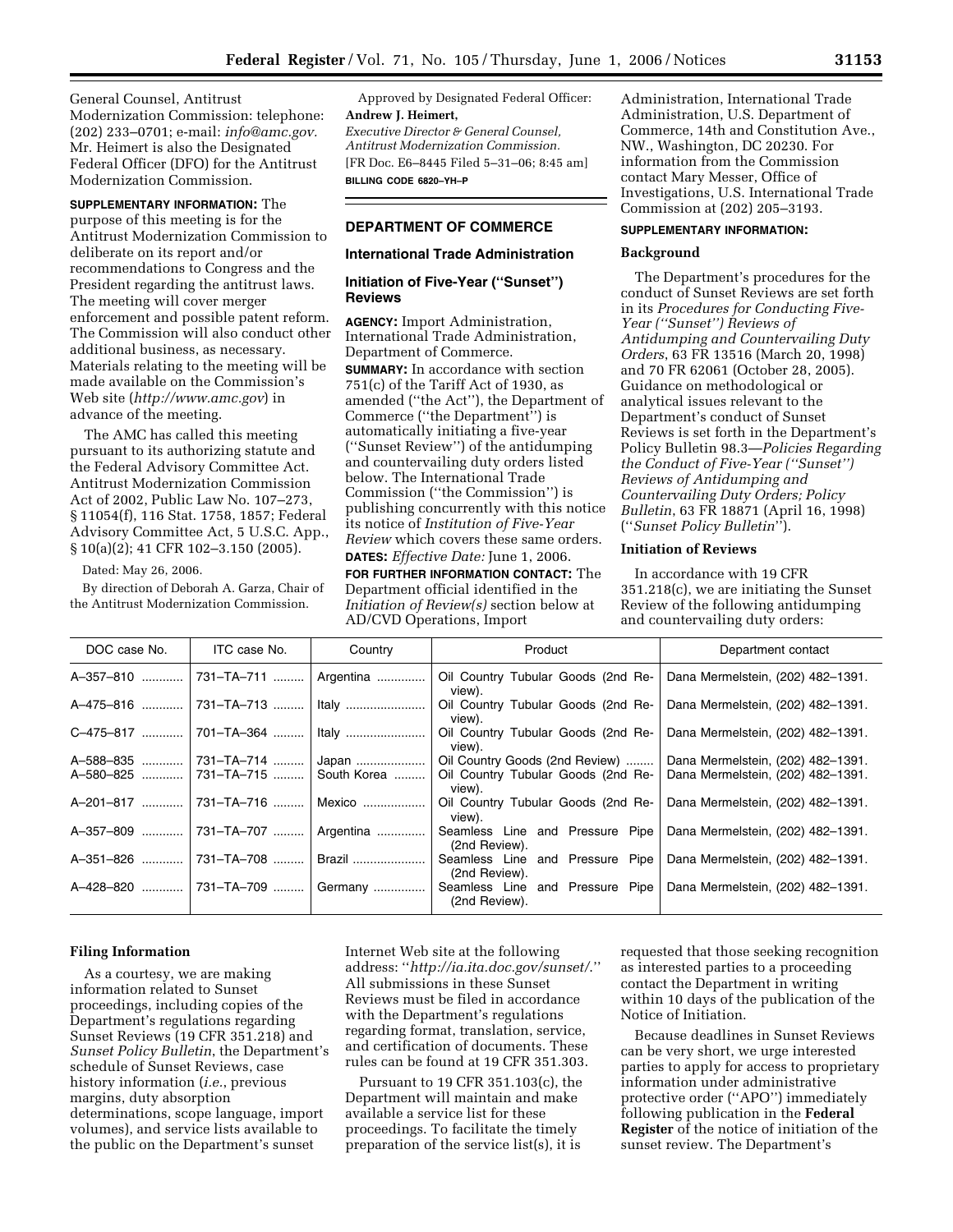General Counsel, Antitrust Modernization Commission: telephone: (202) 233–0701; e-mail: *info@amc.gov.* Mr. Heimert is also the Designated Federal Officer (DFO) for the Antitrust Modernization Commission.

**SUPPLEMENTARY INFORMATION:** The purpose of this meeting is for the Antitrust Modernization Commission to deliberate on its report and/or recommendations to Congress and the President regarding the antitrust laws. The meeting will cover merger enforcement and possible patent reform. The Commission will also conduct other additional business, as necessary. Materials relating to the meeting will be made available on the Commission's Web site (*http://www.amc.gov*) in advance of the meeting.

The AMC has called this meeting pursuant to its authorizing statute and the Federal Advisory Committee Act. Antitrust Modernization Commission Act of 2002, Public Law No. 107–273, § 11054(f), 116 Stat. 1758, 1857; Federal Advisory Committee Act, 5 U.S.C. App., § 10(a)(2); 41 CFR 102–3.150 (2005).

Dated: May 26, 2006.

By direction of Deborah A. Garza, Chair of the Antitrust Modernization Commission.

Approved by Designated Federal Officer:

**Andrew J. Heimert,**

*Executive Director & General Counsel, Antitrust Modernization Commission.*

[FR Doc. E6–8445 Filed 5–31–06; 8:45 am]

**BILLING CODE 6820–YH–P**

## DEPARTMENT OF COMMERCE

### International Trade Administration

### Initiation of Five-Year (''Sunset'') Reviews

**AGENCY:** Import Administration, International Trade Administration, Department of Commerce.

**SUMMARY:** In accordance with section 751(c) of the Tariff Act of 1930, as amended (''the Act''), the Department of Commerce (''the Department'') is automatically initiating a five-year (''Sunset Review'') of the antidumping and countervailing duty orders listed below. The International Trade Commission (''the Commission'') is publishing concurrently with this notice its notice of *Institution of Five-Year Review* which covers these same orders.

**DATES:** *Effective Date:* June 1, 2006.

**FOR FURTHER INFORMATION CONTACT:** The Department official identified in the *Initiation of Review(s)* section below at AD/CVD Operations, Import Administration, International Trade Administration, U.S. Department of Commerce, 14th and Constitution Ave., NW., Washington, DC 20230. For information from the Commission contact Mary Messer, Office of Investigations, U.S. International Trade Commission at (202) 205–3193.

**SUPPLEMENTARY INFORMATION:**

### Background

The Department's procedures for the conduct of Sunset Reviews are set forth in its *Procedures for Conducting Five-Year (''Sunset'') Reviews of Antidumping and Countervailing Duty Orders*, 63 FR 13516 (March 20, 1998) and 70 FR 62061 (October 28, 2005). Guidance on methodological or analytical issues relevant to the Department's conduct of Sunset Reviews is set forth in the Department's Policy Bulletin 98.3—*Policies Regarding the Conduct of Five-Year (''Sunset'') Reviews of Antidumping and Countervailing Duty Orders; Policy Bulletin*, 63 FR 18871 (April 16, 1998) (''*Sunset Policy Bulletin*'').

### Initiation of Reviews

In accordance with 19 CFR 351.218(c), we are initiating the Sunset Review of the following antidumping and countervailing duty orders:

| DOC case No. | ITC case No. | Country | Product | Department contact |
|---|---|---|---|---|
| A–357–810 | 731–TA–711 | Argentina | Oil Country Tubular Goods (2nd Review). | Dana Mermelstein, (202) 482–1391. |
| A–475–816 | 731–TA–713 | Italy | Oil Country Tubular Goods (2nd Review). | Dana Mermelstein, (202) 482–1391. |
| C–475–817 | 701–TA–364 | Italy | Oil Country Tubular Goods (2nd Review). | Dana Mermelstein, (202) 482–1391. |
| A–588–835 | 731–TA–714 | Japan | Oil Country Goods (2nd Review) | Dana Mermelstein, (202) 482–1391. |
| A–580–825 | 731–TA–715 | South Korea | Oil Country Tubular Goods (2nd Review). | Dana Mermelstein, (202) 482–1391. |
| A–201–817 | 731–TA–716 | Mexico | Oil Country Tubular Goods (2nd Review). | Dana Mermelstein, (202) 482–1391. |
| A–357–809 | 731–TA–707 | Argentina | Seamless Line and Pressure Pipe (2nd Review). | Dana Mermelstein, (202) 482–1391. |
| A–351–826 | 731–TA–708 | Brazil | Seamless Line and Pressure Pipe (2nd Review). | Dana Mermelstein, (202) 482–1391. |
| A–428–820 | 731–TA–709 | Germany | Seamless Line and Pressure Pipe (2nd Review). | Dana Mermelstein, (202) 482–1391. |

### Filing Information

As a courtesy, we are making information related to Sunset proceedings, including copies of the Department's regulations regarding Sunset Reviews (19 CFR 351.218) and *Sunset Policy Bulletin*, the Department's schedule of Sunset Reviews, case history information (*i.e.*, previous margins, duty absorption determinations, scope language, import volumes), and service lists available to the public on the Department's sunset Internet Web site at the following address: ''*http://ia.ita.doc.gov/sunset/*.'' All submissions in these Sunset Reviews must be filed in accordance with the Department's regulations regarding format, translation, service, and certification of documents. These rules can be found at 19 CFR 351.303.

Pursuant to 19 CFR 351.103(c), the Department will maintain and make available a service list for these proceedings. To facilitate the timely preparation of the service list(s), it is requested that those seeking recognition as interested parties to a proceeding contact the Department in writing within 10 days of the publication of the Notice of Initiation.

Because deadlines in Sunset Reviews can be very short, we urge interested parties to apply for access to proprietary information under administrative protective order (''APO'') immediately following publication in the **Federal Register** of the notice of initiation of the sunset review. The Department's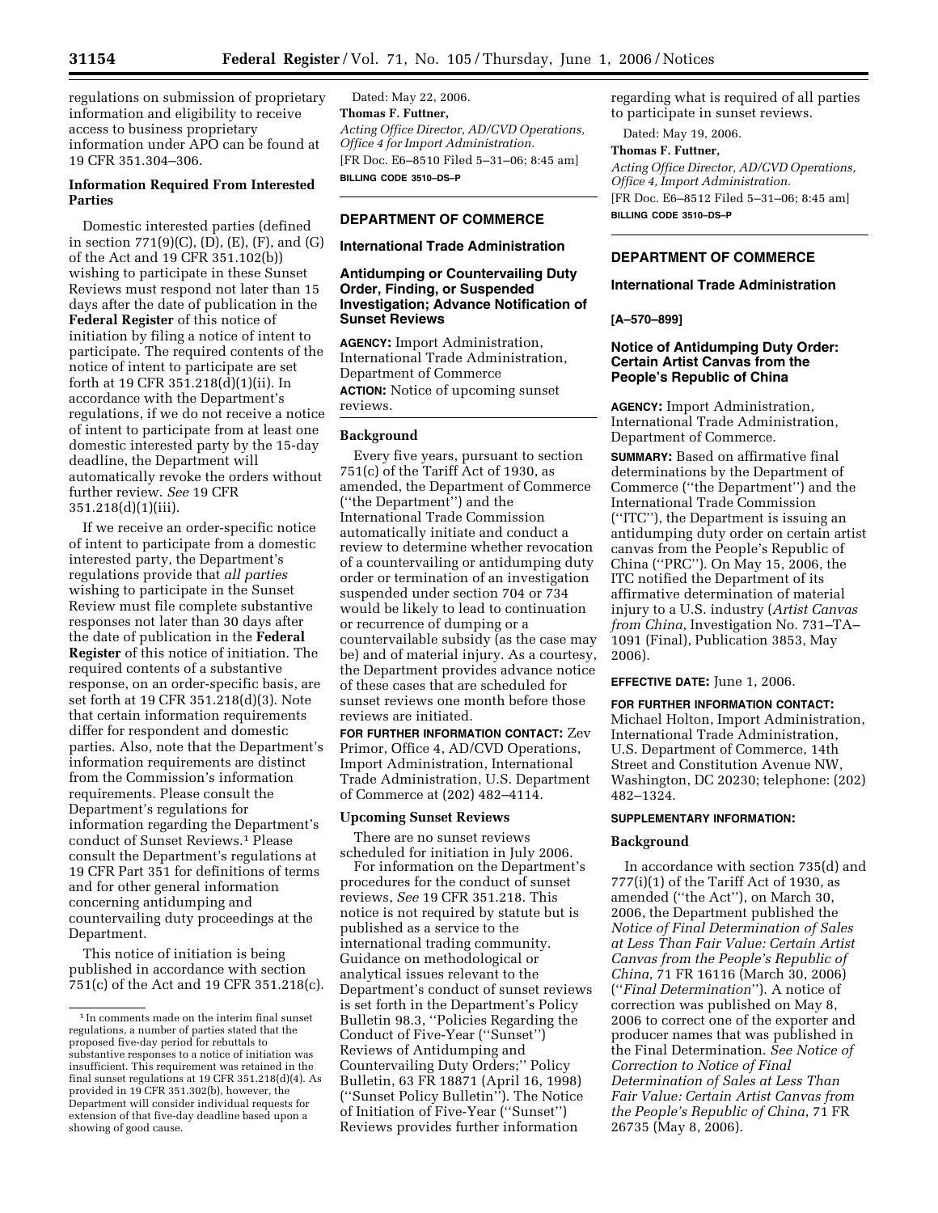regulations on submission of proprietary information and eligibility to receive access to business proprietary information under APO can be found at 19 CFR 351.304–306.

**Information Required From Interested Parties**

Domestic interested parties (defined in section 771(9)(C), (D), (E), (F), and (G) of the Act and 19 CFR 351.102(b)) wishing to participate in these Sunset Reviews must respond not later than 15 days after the date of publication in the **Federal Register** of this notice of initiation by filing a notice of intent to participate. The required contents of the notice of intent to participate are set forth at 19 CFR 351.218(d)(1)(ii). In accordance with the Department's regulations, if we do not receive a notice of intent to participate from at least one domestic interested party by the 15-day deadline, the Department will automatically revoke the orders without further review. *See* 19 CFR 351.218(d)(1)(iii).

If we receive an order-specific notice of intent to participate from a domestic interested party, the Department's regulations provide that *all parties* wishing to participate in the Sunset Review must file complete substantive responses not later than 30 days after the date of publication in the **Federal Register** of this notice of initiation. The required contents of a substantive response, on an order-specific basis, are set forth at 19 CFR 351.218(d)(3). Note that certain information requirements differ for respondent and domestic parties. Also, note that the Department's information requirements are distinct from the Commission's information requirements. Please consult the Department's regulations for information regarding the Department's conduct of Sunset Reviews.[1] Please consult the Department's regulations at 19 CFR Part 351 for definitions of terms and for other general information concerning antidumping and countervailing duty proceedings at the Department.

This notice of initiation is being published in accordance with section 751(c) of the Act and 19 CFR 351.218(c).

[1] In comments made on the interim final sunset regulations, a number of parties stated that the proposed five-day period for rebuttals to substantive responses to a notice of initiation was insufficient. This requirement was retained in the final sunset regulations at 19 CFR 351.218(d)(4). As provided in 19 CFR 351.302(b), however, the Department will consider individual requests for extension of that five-day deadline based upon a showing of good cause.

Dated: May 22, 2006.

**Thomas F. Futtner,**

*Acting Office Director, AD/CVD Operations, Office 4 for Import Administration.*

[FR Doc. E6–8510 Filed 5–31–06; 8:45 am]

**BILLING CODE 3510–DS–P**

## DEPARTMENT OF COMMERCE

### International Trade Administration

### Antidumping or Countervailing Duty Order, Finding, or Suspended Investigation; Advance Notification of Sunset Reviews

**AGENCY:** Import Administration, International Trade Administration, Department of Commerce

**ACTION:** Notice of upcoming sunset reviews.

**Background**

Every five years, pursuant to section 751(c) of the Tariff Act of 1930, as amended, the Department of Commerce (''the Department'') and the International Trade Commission automatically initiate and conduct a review to determine whether revocation of a countervailing or antidumping duty order or termination of an investigation suspended under section 704 or 734 would be likely to lead to continuation or recurrence of dumping or a countervailable subsidy (as the case may be) and of material injury. As a courtesy, the Department provides advance notice of these cases that are scheduled for sunset reviews one month before those reviews are initiated.

**FOR FURTHER INFORMATION CONTACT:** Zev Primor, Office 4, AD/CVD Operations, Import Administration, International Trade Administration, U.S. Department of Commerce at (202) 482–4114.

**Upcoming Sunset Reviews**

There are no sunset reviews scheduled for initiation in July 2006.

For information on the Department's procedures for the conduct of sunset reviews, *See* 19 CFR 351.218. This notice is not required by statute but is published as a service to the international trading community. Guidance on methodological or analytical issues relevant to the Department's conduct of sunset reviews is set forth in the Department's Policy Bulletin 98.3, ''Policies Regarding the Conduct of Five-Year (''Sunset'') Reviews of Antidumping and Countervailing Duty Orders;'' Policy Bulletin, 63 FR 18871 (April 16, 1998) (''Sunset Policy Bulletin''). The Notice of Initiation of Five-Year (''Sunset'') Reviews provides further information regarding what is required of all parties to participate in sunset reviews.

Dated: May 19, 2006.

**Thomas F. Futtner,**

*Acting Office Director, AD/CVD Operations, Office 4, Import Administration.*

[FR Doc. E6–8512 Filed 5–31–06; 8:45 am]

**BILLING CODE 3510–DS–P**

## DEPARTMENT OF COMMERCE

### International Trade Administration

**[A–570–899]**

### Notice of Antidumping Duty Order: Certain Artist Canvas from the People's Republic of China

**AGENCY:** Import Administration, International Trade Administration, Department of Commerce.

**SUMMARY:** Based on affirmative final determinations by the Department of Commerce (''the Department'') and the International Trade Commission (''ITC''), the Department is issuing an antidumping duty order on certain artist canvas from the People's Republic of China (''PRC''). On May 15, 2006, the ITC notified the Department of its affirmative determination of material injury to a U.S. industry (*Artist Canvas from China*, Investigation No. 731–TA–1091 (Final), Publication 3853, May 2006).

**EFFECTIVE DATE:** June 1, 2006.

**FOR FURTHER INFORMATION CONTACT:** Michael Holton, Import Administration, International Trade Administration, U.S. Department of Commerce, 14th Street and Constitution Avenue NW, Washington, DC 20230; telephone: (202) 482–1324.

**SUPPLEMENTARY INFORMATION:**

**Background**

In accordance with section 735(d) and 777(i)(1) of the Tariff Act of 1930, as amended (''the Act''), on March 30, 2006, the Department published the *Notice of Final Determination of Sales at Less Than Fair Value: Certain Artist Canvas from the People's Republic of China*, 71 FR 16116 (March 30, 2006) (''*Final Determination*''). A notice of correction was published on May 8, 2006 to correct one of the exporter and producer names that was published in the Final Determination. *See Notice of Correction to Notice of Final Determination of Sales at Less Than Fair Value: Certain Artist Canvas from the People's Republic of China*, 71 FR 26735 (May 8, 2006).